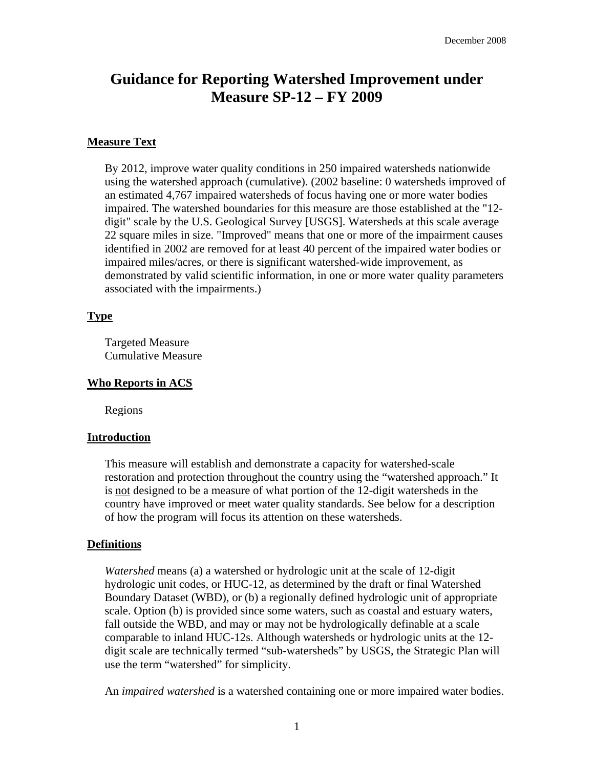December 2008

# Guidance for Reporting Watershed Improvement under Measure SP-12 – FY 2009

## Measure Text

By 2012, improve water quality conditions in 250 impaired watersheds nationwide using the watershed approach (cumulative). (2002 baseline: 0 watersheds improved of an estimated 4,767 impaired watersheds of focus having one or more water bodies impaired. The watershed boundaries for this measure are those established at the "12-digit" scale by the U.S. Geological Survey [USGS]. Watersheds at this scale average 22 square miles in size. "Improved" means that one or more of the impairment causes identified in 2002 are removed for at least 40 percent of the impaired water bodies or impaired miles/acres, or there is significant watershed-wide improvement, as demonstrated by valid scientific information, in one or more water quality parameters associated with the impairments.)

## Type

Targeted Measure
Cumulative Measure

## Who Reports in ACS

Regions

## Introduction

This measure will establish and demonstrate a capacity for watershed-scale restoration and protection throughout the country using the "watershed approach." It is not designed to be a measure of what portion of the 12-digit watersheds in the country have improved or meet water quality standards. See below for a description of how the program will focus its attention on these watersheds.

## Definitions

*Watershed* means (a) a watershed or hydrologic unit at the scale of 12-digit hydrologic unit codes, or HUC-12, as determined by the draft or final Watershed Boundary Dataset (WBD), or (b) a regionally defined hydrologic unit of appropriate scale. Option (b) is provided since some waters, such as coastal and estuary waters, fall outside the WBD, and may or may not be hydrologically definable at a scale comparable to inland HUC-12s. Although watersheds or hydrologic units at the 12-digit scale are technically termed "sub-watersheds" by USGS, the Strategic Plan will use the term "watershed" for simplicity.

An *impaired watershed* is a watershed containing one or more impaired water bodies.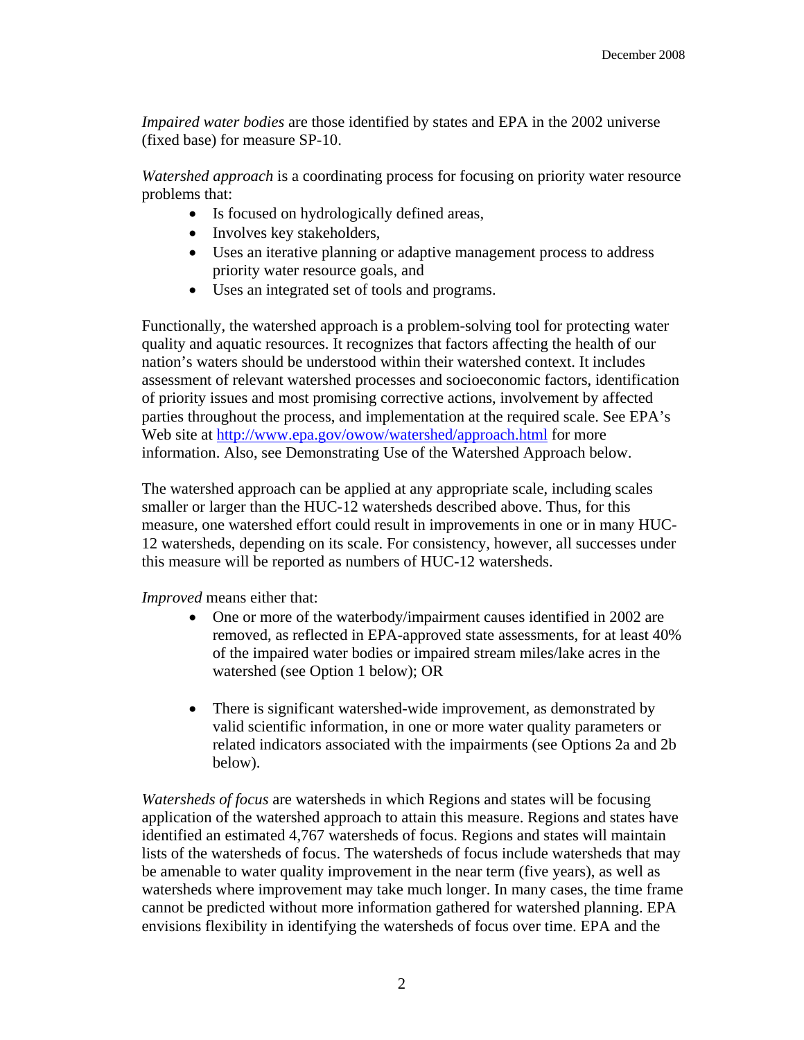*Impaired water bodies* are those identified by states and EPA in the 2002 universe (fixed base) for measure SP-10.

*Watershed approach* is a coordinating process for focusing on priority water resource problems that:

- Is focused on hydrologically defined areas,
- Involves key stakeholders,
- Uses an iterative planning or adaptive management process to address priority water resource goals, and
- Uses an integrated set of tools and programs.

Functionally, the watershed approach is a problem-solving tool for protecting water quality and aquatic resources. It recognizes that factors affecting the health of our nation's waters should be understood within their watershed context. It includes assessment of relevant watershed processes and socioeconomic factors, identification of priority issues and most promising corrective actions, involvement by affected parties throughout the process, and implementation at the required scale. See EPA's Web site at [http://www.epa.gov/owow/watershed/approach.html](http://www.epa.gov/owow/watershed/approach.html) for more information. Also, see Demonstrating Use of the Watershed Approach below.

The watershed approach can be applied at any appropriate scale, including scales smaller or larger than the HUC-12 watersheds described above. Thus, for this measure, one watershed effort could result in improvements in one or in many HUC-12 watersheds, depending on its scale. For consistency, however, all successes under this measure will be reported as numbers of HUC-12 watersheds.

*Improved* means either that:

- One or more of the waterbody/impairment causes identified in 2002 are removed, as reflected in EPA-approved state assessments, for at least 40% of the impaired water bodies or impaired stream miles/lake acres in the watershed (see Option 1 below); OR

- There is significant watershed-wide improvement, as demonstrated by valid scientific information, in one or more water quality parameters or related indicators associated with the impairments (see Options 2a and 2b below).

*Watersheds of focus* are watersheds in which Regions and states will be focusing application of the watershed approach to attain this measure. Regions and states have identified an estimated 4,767 watersheds of focus. Regions and states will maintain lists of the watersheds of focus. The watersheds of focus include watersheds that may be amenable to water quality improvement in the near term (five years), as well as watersheds where improvement may take much longer. In many cases, the time frame cannot be predicted without more information gathered for watershed planning. EPA envisions flexibility in identifying the watersheds of focus over time. EPA and the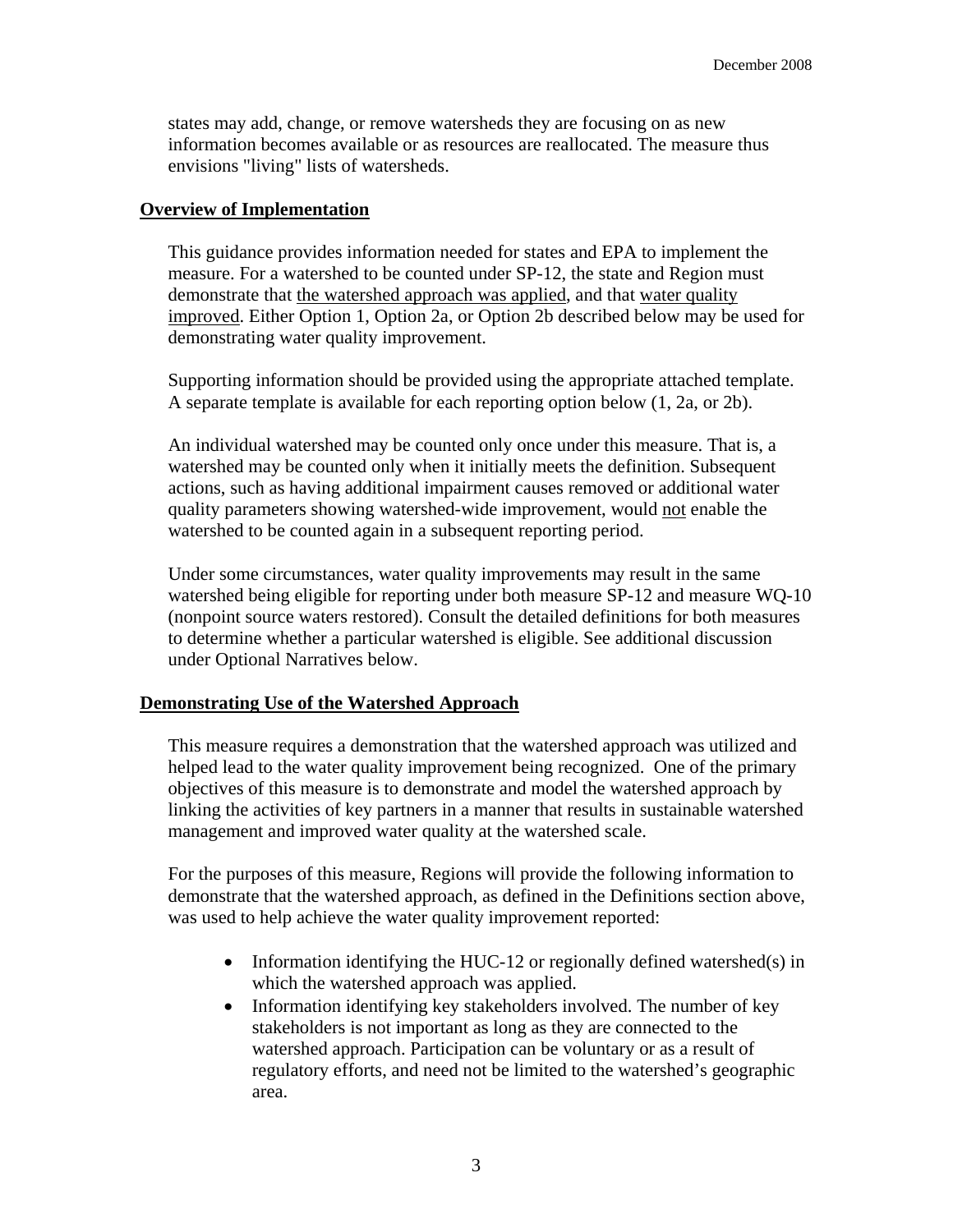states may add, change, or remove watersheds they are focusing on as new information becomes available or as resources are reallocated. The measure thus envisions "living" lists of watersheds.

## Overview of Implementation

This guidance provides information needed for states and EPA to implement the measure. For a watershed to be counted under SP-12, the state and Region must demonstrate that the watershed approach was applied, and that water quality improved. Either Option 1, Option 2a, or Option 2b described below may be used for demonstrating water quality improvement.

Supporting information should be provided using the appropriate attached template. A separate template is available for each reporting option below (1, 2a, or 2b).

An individual watershed may be counted only once under this measure. That is, a watershed may be counted only when it initially meets the definition. Subsequent actions, such as having additional impairment causes removed or additional water quality parameters showing watershed-wide improvement, would not enable the watershed to be counted again in a subsequent reporting period.

Under some circumstances, water quality improvements may result in the same watershed being eligible for reporting under both measure SP-12 and measure WQ-10 (nonpoint source waters restored). Consult the detailed definitions for both measures to determine whether a particular watershed is eligible. See additional discussion under Optional Narratives below.

## Demonstrating Use of the Watershed Approach

This measure requires a demonstration that the watershed approach was utilized and helped lead to the water quality improvement being recognized. One of the primary objectives of this measure is to demonstrate and model the watershed approach by linking the activities of key partners in a manner that results in sustainable watershed management and improved water quality at the watershed scale.

For the purposes of this measure, Regions will provide the following information to demonstrate that the watershed approach, as defined in the Definitions section above, was used to help achieve the water quality improvement reported:

- Information identifying the HUC-12 or regionally defined watershed(s) in which the watershed approach was applied.
- Information identifying key stakeholders involved. The number of key stakeholders is not important as long as they are connected to the watershed approach. Participation can be voluntary or as a result of regulatory efforts, and need not be limited to the watershed's geographic area.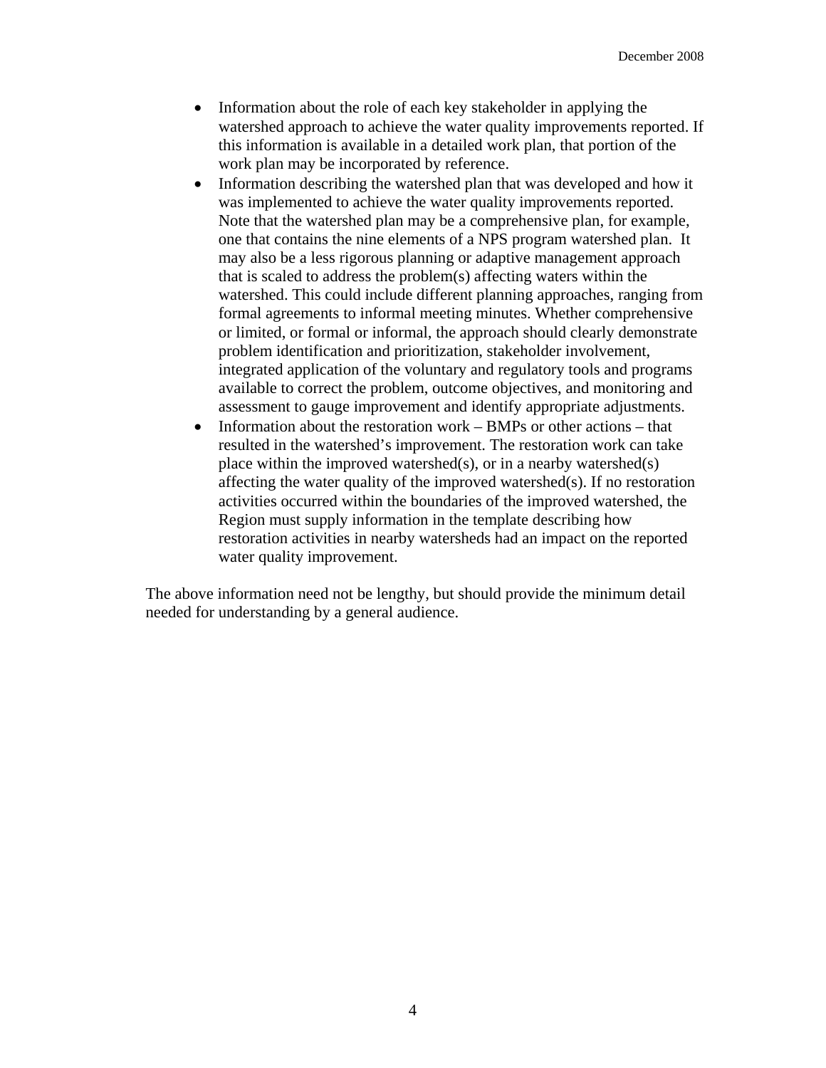- Information about the role of each key stakeholder in applying the watershed approach to achieve the water quality improvements reported. If this information is available in a detailed work plan, that portion of the work plan may be incorporated by reference.
- Information describing the watershed plan that was developed and how it was implemented to achieve the water quality improvements reported. Note that the watershed plan may be a comprehensive plan, for example, one that contains the nine elements of a NPS program watershed plan. It may also be a less rigorous planning or adaptive management approach that is scaled to address the problem(s) affecting waters within the watershed. This could include different planning approaches, ranging from formal agreements to informal meeting minutes. Whether comprehensive or limited, or formal or informal, the approach should clearly demonstrate problem identification and prioritization, stakeholder involvement, integrated application of the voluntary and regulatory tools and programs available to correct the problem, outcome objectives, and monitoring and assessment to gauge improvement and identify appropriate adjustments.
- Information about the restoration work – BMPs or other actions – that resulted in the watershed's improvement. The restoration work can take place within the improved watershed(s), or in a nearby watershed(s) affecting the water quality of the improved watershed(s). If no restoration activities occurred within the boundaries of the improved watershed, the Region must supply information in the template describing how restoration activities in nearby watersheds had an impact on the reported water quality improvement.

The above information need not be lengthy, but should provide the minimum detail needed for understanding by a general audience.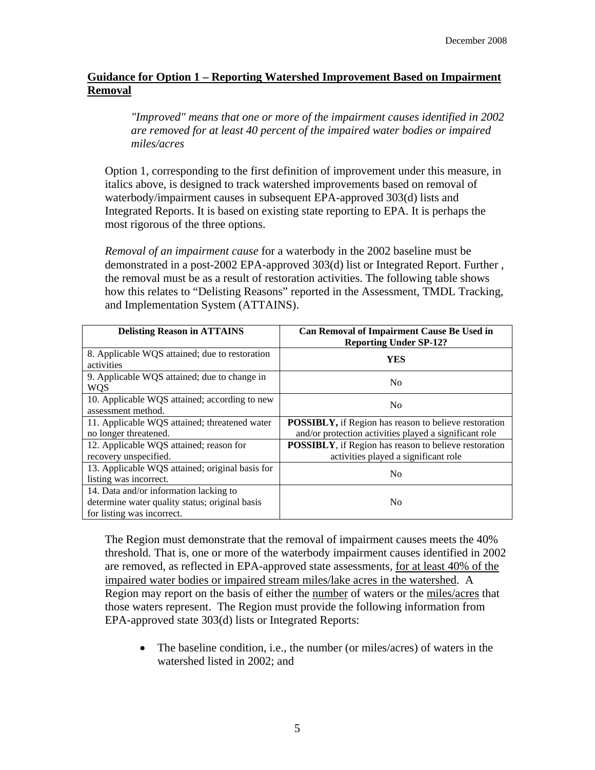## Guidance for Option 1 – Reporting Watershed Improvement Based on Impairment Removal

*"Improved" means that one or more of the impairment causes identified in 2002 are removed for at least 40 percent of the impaired water bodies or impaired miles/acres*

Option 1, corresponding to the first definition of improvement under this measure, in italics above, is designed to track watershed improvements based on removal of waterbody/impairment causes in subsequent EPA-approved 303(d) lists and Integrated Reports. It is based on existing state reporting to EPA. It is perhaps the most rigorous of the three options.

*Removal of an impairment cause* for a waterbody in the 2002 baseline must be demonstrated in a post-2002 EPA-approved 303(d) list or Integrated Report. Further , the removal must be as a result of restoration activities. The following table shows how this relates to "Delisting Reasons" reported in the Assessment, TMDL Tracking, and Implementation System (ATTAINS).

| Delisting Reason in ATTAINS | Can Removal of Impairment Cause Be Used in Reporting Under SP-12? |
|---|---|
| 8. Applicable WQS attained; due to restoration activities | **YES** |
| 9. Applicable WQS attained; due to change in WQS | No |
| 10. Applicable WQS attained; according to new assessment method. | No |
| 11. Applicable WQS attained; threatened water no longer threatened. | **POSSIBLY,** if Region has reason to believe restoration and/or protection activities played a significant role |
| 12. Applicable WQS attained; reason for recovery unspecified. | **POSSIBLY**, if Region has reason to believe restoration activities played a significant role |
| 13. Applicable WQS attained; original basis for listing was incorrect. | No |
| 14. Data and/or information lacking to determine water quality status; original basis for listing was incorrect. | No |

The Region must demonstrate that the removal of impairment causes meets the 40% threshold. That is, one or more of the waterbody impairment causes identified in 2002 are removed, as reflected in EPA-approved state assessments, <u>for at least 40% of the impaired water bodies or impaired stream miles/lake acres in the watershed</u>. A Region may report on the basis of either the <u>number</u> of waters or the <u>miles/acres</u> that those waters represent. The Region must provide the following information from EPA-approved state 303(d) lists or Integrated Reports:

- The baseline condition, i.e., the number (or miles/acres) of waters in the watershed listed in 2002; and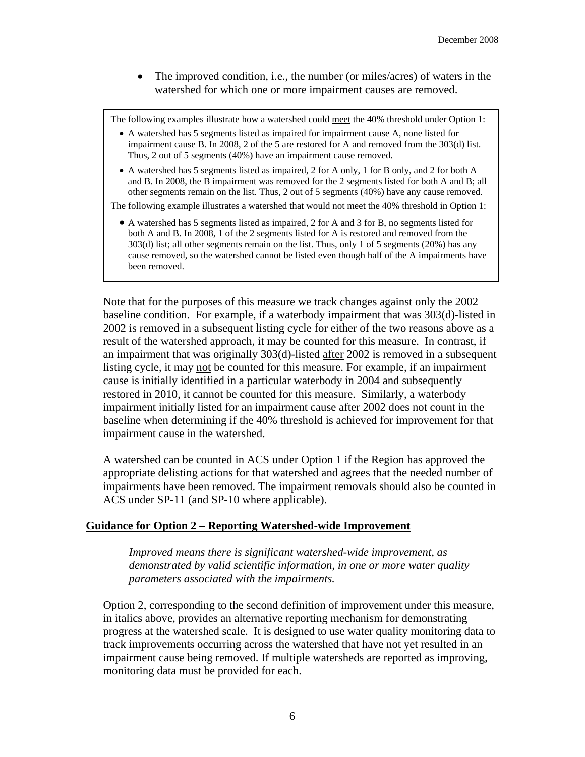- The improved condition, i.e., the number (or miles/acres) of waters in the watershed for which one or more impairment causes are removed.

> The following examples illustrate how a watershed could <u>meet</u> the 40% threshold under Option 1:
>
> - A watershed has 5 segments listed as impaired for impairment cause A, none listed for impairment cause B. In 2008, 2 of the 5 are restored for A and removed from the 303(d) list. Thus, 2 out of 5 segments (40%) have an impairment cause removed.
> - A watershed has 5 segments listed as impaired, 2 for A only, 1 for B only, and 2 for both A and B. In 2008, the B impairment was removed for the 2 segments listed for both A and B; all other segments remain on the list. Thus, 2 out of 5 segments (40%) have any cause removed.
>
> The following example illustrates a watershed that would <u>not meet</u> the 40% threshold in Option 1:
>
> - A watershed has 5 segments listed as impaired, 2 for A and 3 for B, no segments listed for both A and B. In 2008, 1 of the 2 segments listed for A is restored and removed from the 303(d) list; all other segments remain on the list. Thus, only 1 of 5 segments (20%) has any cause removed, so the watershed cannot be listed even though half of the A impairments have been removed.

Note that for the purposes of this measure we track changes against only the 2002 baseline condition. For example, if a waterbody impairment that was 303(d)-listed in 2002 is removed in a subsequent listing cycle for either of the two reasons above as a result of the watershed approach, it may be counted for this measure. In contrast, if an impairment that was originally 303(d)-listed <u>after</u> 2002 is removed in a subsequent listing cycle, it may <u>not</u> be counted for this measure. For example, if an impairment cause is initially identified in a particular waterbody in 2004 and subsequently restored in 2010, it cannot be counted for this measure. Similarly, a waterbody impairment initially listed for an impairment cause after 2002 does not count in the baseline when determining if the 40% threshold is achieved for improvement for that impairment cause in the watershed.

A watershed can be counted in ACS under Option 1 if the Region has approved the appropriate delisting actions for that watershed and agrees that the needed number of impairments have been removed. The impairment removals should also be counted in ACS under SP-11 (and SP-10 where applicable).

## <u>Guidance for Option 2 – Reporting Watershed-wide Improvement</u>

*Improved means there is significant watershed-wide improvement, as demonstrated by valid scientific information, in one or more water quality parameters associated with the impairments.*

Option 2, corresponding to the second definition of improvement under this measure, in italics above, provides an alternative reporting mechanism for demonstrating progress at the watershed scale. It is designed to use water quality monitoring data to track improvements occurring across the watershed that have not yet resulted in an impairment cause being removed. If multiple watersheds are reported as improving, monitoring data must be provided for each.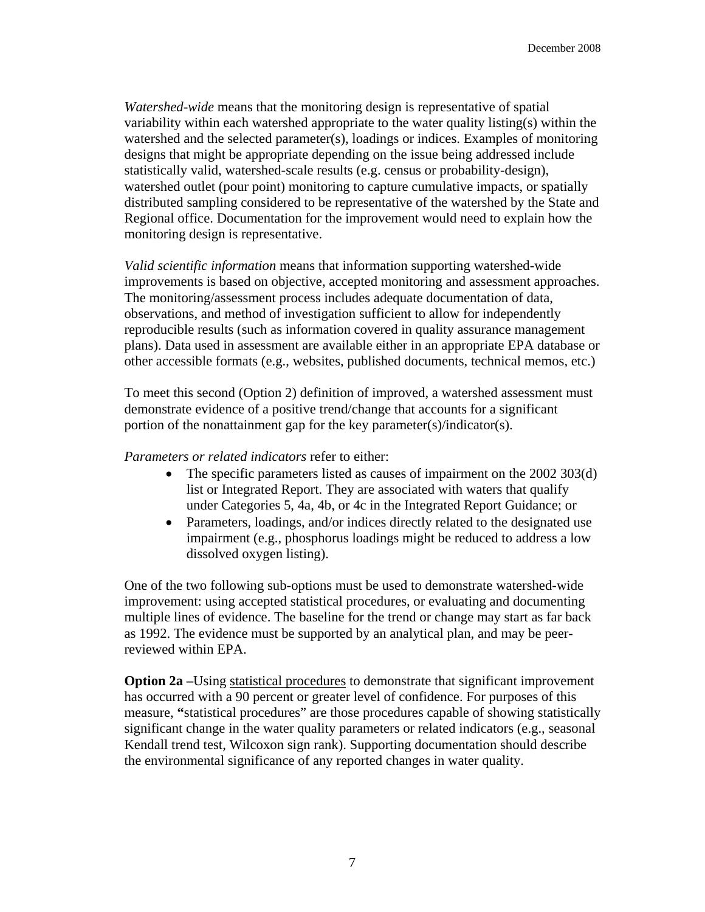*Watershed-wide* means that the monitoring design is representative of spatial variability within each watershed appropriate to the water quality listing(s) within the watershed and the selected parameter(s), loadings or indices. Examples of monitoring designs that might be appropriate depending on the issue being addressed include statistically valid, watershed-scale results (e.g. census or probability-design), watershed outlet (pour point) monitoring to capture cumulative impacts, or spatially distributed sampling considered to be representative of the watershed by the State and Regional office. Documentation for the improvement would need to explain how the monitoring design is representative.

*Valid scientific information* means that information supporting watershed-wide improvements is based on objective, accepted monitoring and assessment approaches. The monitoring/assessment process includes adequate documentation of data, observations, and method of investigation sufficient to allow for independently reproducible results (such as information covered in quality assurance management plans). Data used in assessment are available either in an appropriate EPA database or other accessible formats (e.g., websites, published documents, technical memos, etc.)

To meet this second (Option 2) definition of improved, a watershed assessment must demonstrate evidence of a positive trend/change that accounts for a significant portion of the nonattainment gap for the key parameter(s)/indicator(s).

*Parameters or related indicators* refer to either:

- The specific parameters listed as causes of impairment on the 2002 303(d) list or Integrated Report. They are associated with waters that qualify under Categories 5, 4a, 4b, or 4c in the Integrated Report Guidance; or
- Parameters, loadings, and/or indices directly related to the designated use impairment (e.g., phosphorus loadings might be reduced to address a low dissolved oxygen listing).

One of the two following sub-options must be used to demonstrate watershed-wide improvement: using accepted statistical procedures, or evaluating and documenting multiple lines of evidence. The baseline for the trend or change may start as far back as 1992. The evidence must be supported by an analytical plan, and may be peer-reviewed within EPA.

**Option 2a –**Using <u>statistical procedures</u> to demonstrate that significant improvement has occurred with a 90 percent or greater level of confidence. For purposes of this measure, **"**statistical procedures" are those procedures capable of showing statistically significant change in the water quality parameters or related indicators (e.g., seasonal Kendall trend test, Wilcoxon sign rank). Supporting documentation should describe the environmental significance of any reported changes in water quality.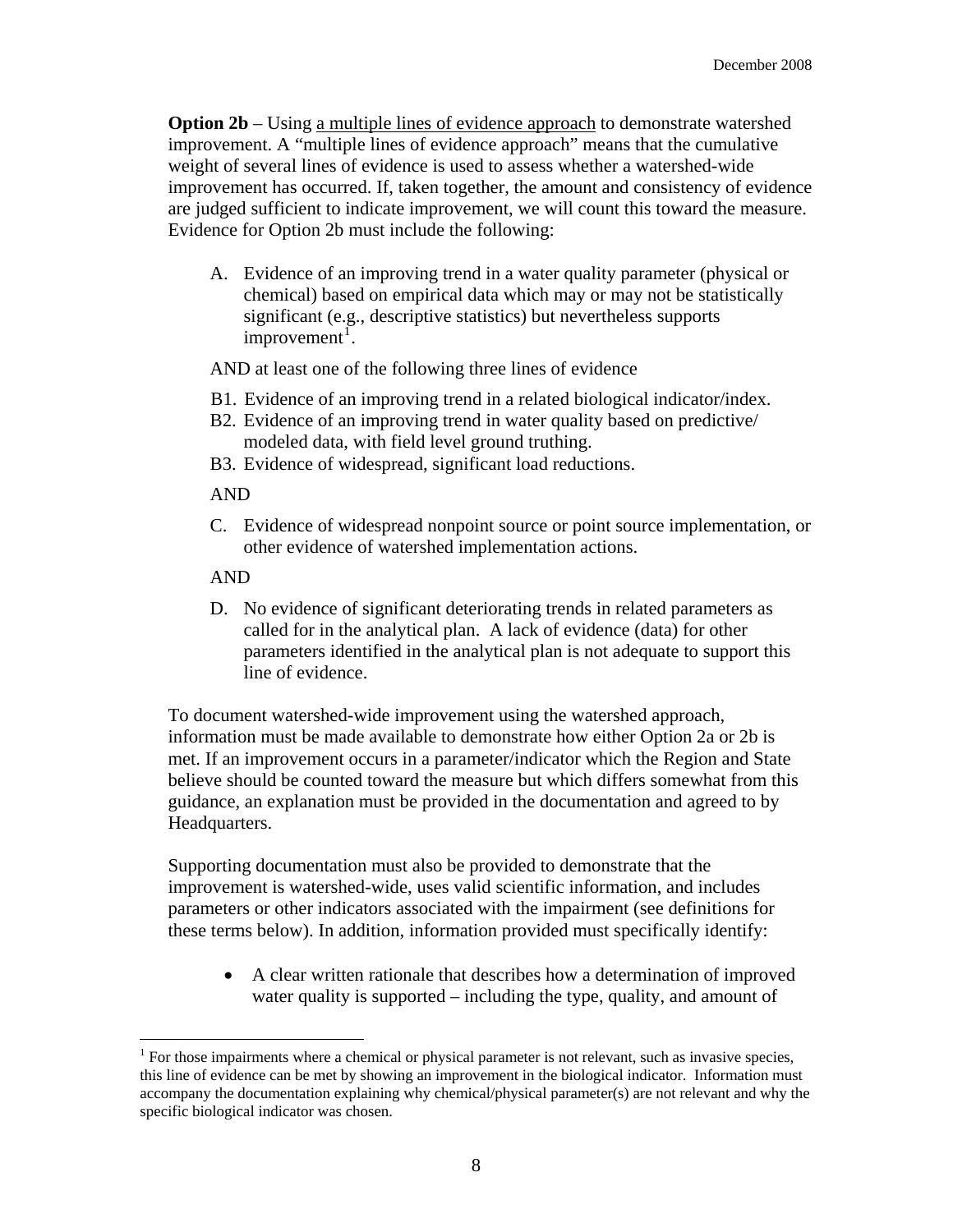**Option 2b** – Using a multiple lines of evidence approach to demonstrate watershed improvement. A "multiple lines of evidence approach" means that the cumulative weight of several lines of evidence is used to assess whether a watershed-wide improvement has occurred. If, taken together, the amount and consistency of evidence are judged sufficient to indicate improvement, we will count this toward the measure. Evidence for Option 2b must include the following:

A. Evidence of an improving trend in a water quality parameter (physical or chemical) based on empirical data which may or may not be statistically significant (e.g., descriptive statistics) but nevertheless supports improvement[1].

AND at least one of the following three lines of evidence

B1. Evidence of an improving trend in a related biological indicator/index.
B2. Evidence of an improving trend in water quality based on predictive/ modeled data, with field level ground truthing.
B3. Evidence of widespread, significant load reductions.

AND

C. Evidence of widespread nonpoint source or point source implementation, or other evidence of watershed implementation actions.

AND

D. No evidence of significant deteriorating trends in related parameters as called for in the analytical plan. A lack of evidence (data) for other parameters identified in the analytical plan is not adequate to support this line of evidence.

To document watershed-wide improvement using the watershed approach, information must be made available to demonstrate how either Option 2a or 2b is met. If an improvement occurs in a parameter/indicator which the Region and State believe should be counted toward the measure but which differs somewhat from this guidance, an explanation must be provided in the documentation and agreed to by Headquarters.

Supporting documentation must also be provided to demonstrate that the improvement is watershed-wide, uses valid scientific information, and includes parameters or other indicators associated with the impairment (see definitions for these terms below). In addition, information provided must specifically identify:

- A clear written rationale that describes how a determination of improved water quality is supported – including the type, quality, and amount of

[1] For those impairments where a chemical or physical parameter is not relevant, such as invasive species, this line of evidence can be met by showing an improvement in the biological indicator. Information must accompany the documentation explaining why chemical/physical parameter(s) are not relevant and why the specific biological indicator was chosen.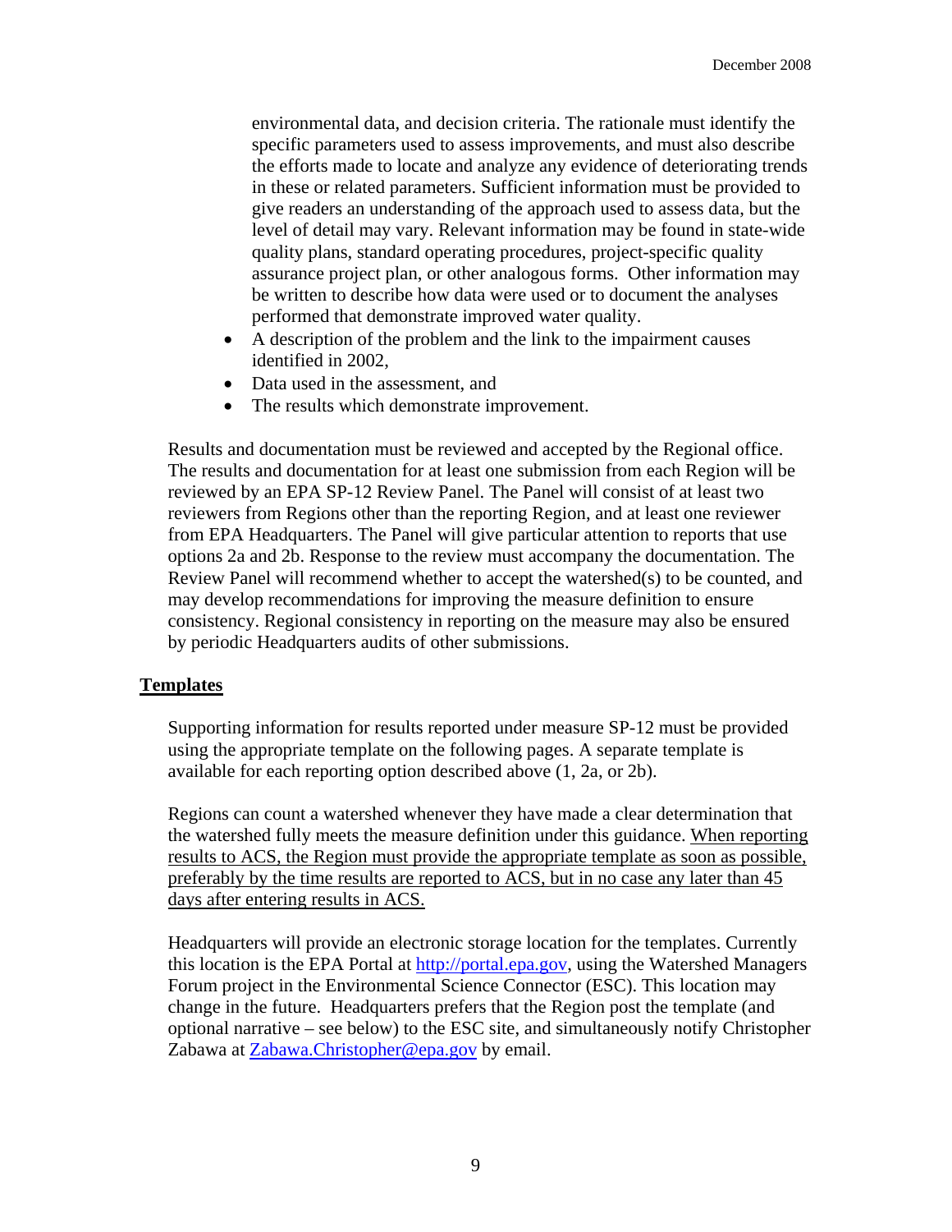environmental data, and decision criteria. The rationale must identify the specific parameters used to assess improvements, and must also describe the efforts made to locate and analyze any evidence of deteriorating trends in these or related parameters. Sufficient information must be provided to give readers an understanding of the approach used to assess data, but the level of detail may vary. Relevant information may be found in state-wide quality plans, standard operating procedures, project-specific quality assurance project plan, or other analogous forms. Other information may be written to describe how data were used or to document the analyses performed that demonstrate improved water quality.

- A description of the problem and the link to the impairment causes identified in 2002,
- Data used in the assessment, and
- The results which demonstrate improvement.

Results and documentation must be reviewed and accepted by the Regional office. The results and documentation for at least one submission from each Region will be reviewed by an EPA SP-12 Review Panel. The Panel will consist of at least two reviewers from Regions other than the reporting Region, and at least one reviewer from EPA Headquarters. The Panel will give particular attention to reports that use options 2a and 2b. Response to the review must accompany the documentation. The Review Panel will recommend whether to accept the watershed(s) to be counted, and may develop recommendations for improving the measure definition to ensure consistency. Regional consistency in reporting on the measure may also be ensured by periodic Headquarters audits of other submissions.

## Templates

Supporting information for results reported under measure SP-12 must be provided using the appropriate template on the following pages. A separate template is available for each reporting option described above (1, 2a, or 2b).

Regions can count a watershed whenever they have made a clear determination that the watershed fully meets the measure definition under this guidance. <u>When reporting results to ACS, the Region must provide the appropriate template as soon as possible, preferably by the time results are reported to ACS, but in no case any later than 45 days after entering results in ACS.</u>

Headquarters will provide an electronic storage location for the templates. Currently this location is the EPA Portal at http://portal.epa.gov, using the Watershed Managers Forum project in the Environmental Science Connector (ESC). This location may change in the future. Headquarters prefers that the Region post the template (and optional narrative – see below) to the ESC site, and simultaneously notify Christopher Zabawa at Zabawa.Christopher@epa.gov by email.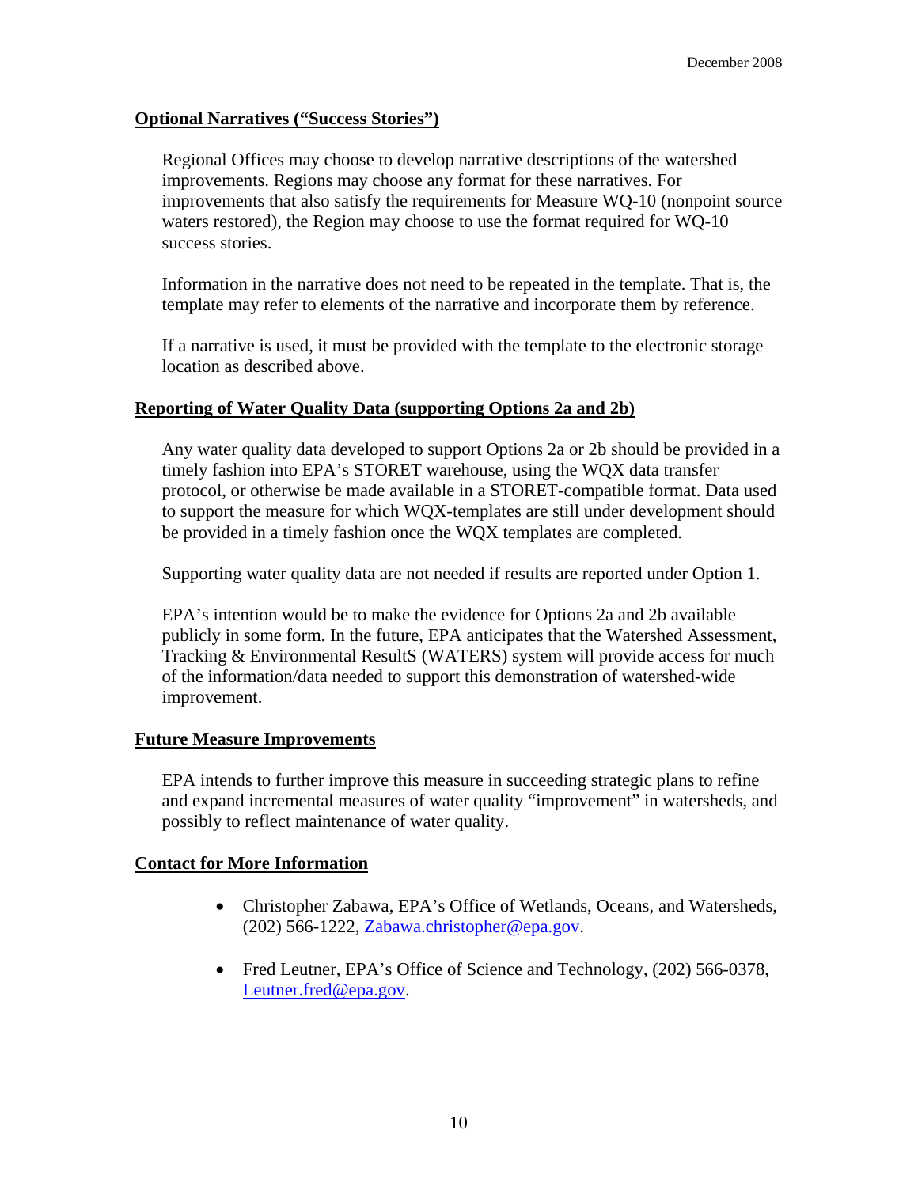**Optional Narratives ("Success Stories")**

Regional Offices may choose to develop narrative descriptions of the watershed improvements. Regions may choose any format for these narratives. For improvements that also satisfy the requirements for Measure WQ-10 (nonpoint source waters restored), the Region may choose to use the format required for WQ-10 success stories.

Information in the narrative does not need to be repeated in the template. That is, the template may refer to elements of the narrative and incorporate them by reference.

If a narrative is used, it must be provided with the template to the electronic storage location as described above.

**Reporting of Water Quality Data (supporting Options 2a and 2b)**

Any water quality data developed to support Options 2a or 2b should be provided in a timely fashion into EPA's STORET warehouse, using the WQX data transfer protocol, or otherwise be made available in a STORET-compatible format. Data used to support the measure for which WQX-templates are still under development should be provided in a timely fashion once the WQX templates are completed.

Supporting water quality data are not needed if results are reported under Option 1.

EPA's intention would be to make the evidence for Options 2a and 2b available publicly in some form. In the future, EPA anticipates that the Watershed Assessment, Tracking & Environmental ResultS (WATERS) system will provide access for much of the information/data needed to support this demonstration of watershed-wide improvement.

**Future Measure Improvements**

EPA intends to further improve this measure in succeeding strategic plans to refine and expand incremental measures of water quality "improvement" in watersheds, and possibly to reflect maintenance of water quality.

**Contact for More Information**

- Christopher Zabawa, EPA's Office of Wetlands, Oceans, and Watersheds, (202) 566-1222, Zabawa.christopher@epa.gov.
- Fred Leutner, EPA's Office of Science and Technology, (202) 566-0378, Leutner.fred@epa.gov.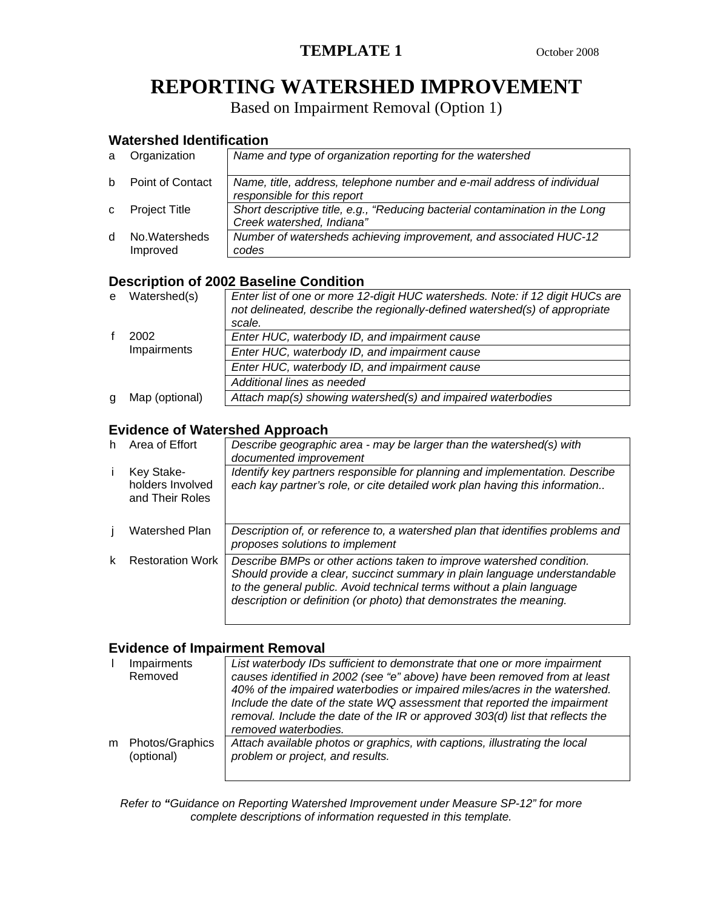**TEMPLATE 1** October 2008

# REPORTING WATERSHED IMPROVEMENT

Based on Impairment Removal (Option 1)

### Watershed Identification

| | | |
|---|---|---|
| a | Organization | *Name and type of organization reporting for the watershed* |
| b | Point of Contact | *Name, title, address, telephone number and e-mail address of individual responsible for this report* |
| c | Project Title | *Short descriptive title, e.g., "Reducing bacterial contamination in the Long Creek watershed, Indiana"* |
| d | No.Watersheds Improved | *Number of watersheds achieving improvement, and associated HUC-12 codes* |

### Description of 2002 Baseline Condition

| | | |
|---|---|---|
| e | Watershed(s) | *Enter list of one or more 12-digit HUC watersheds. Note: if 12 digit HUCs are not delineated, describe the regionally-defined watershed(s) of appropriate scale.* |
| f | 2002 Impairments | *Enter HUC, waterbody ID, and impairment cause* |
| | | *Enter HUC, waterbody ID, and impairment cause* |
| | | *Enter HUC, waterbody ID, and impairment cause* |
| | | *Additional lines as needed* |
| g | Map (optional) | *Attach map(s) showing watershed(s) and impaired waterbodies* |

### Evidence of Watershed Approach

| | | |
|---|---|---|
| h | Area of Effort | *Describe geographic area - may be larger than the watershed(s) with documented improvement* |
| i | Key Stake-holders Involved and Their Roles | *Identify key partners responsible for planning and implementation. Describe each kay partner's role, or cite detailed work plan having this information..* |
| j | Watershed Plan | *Description of, or reference to, a watershed plan that identifies problems and proposes solutions to implement* |
| k | Restoration Work | *Describe BMPs or other actions taken to improve watershed condition. Should provide a clear, succinct summary in plain language understandable to the general public. Avoid technical terms without a plain language description or definition (or photo) that demonstrates the meaning.* |

### Evidence of Impairment Removal

| | | |
|---|---|---|
| l | Impairments Removed | *List waterbody IDs sufficient to demonstrate that one or more impairment causes identified in 2002 (see "e" above) have been removed from at least 40% of the impaired waterbodies or impaired miles/acres in the watershed. Include the date of the state WQ assessment that reported the impairment removal. Include the date of the IR or approved 303(d) list that reflects the removed waterbodies.* |
| m | Photos/Graphics (optional) | *Attach available photos or graphics, with captions, illustrating the local problem or project, and results.* |

*Refer to "Guidance on Reporting Watershed Improvement under Measure SP-12" for more complete descriptions of information requested in this template.*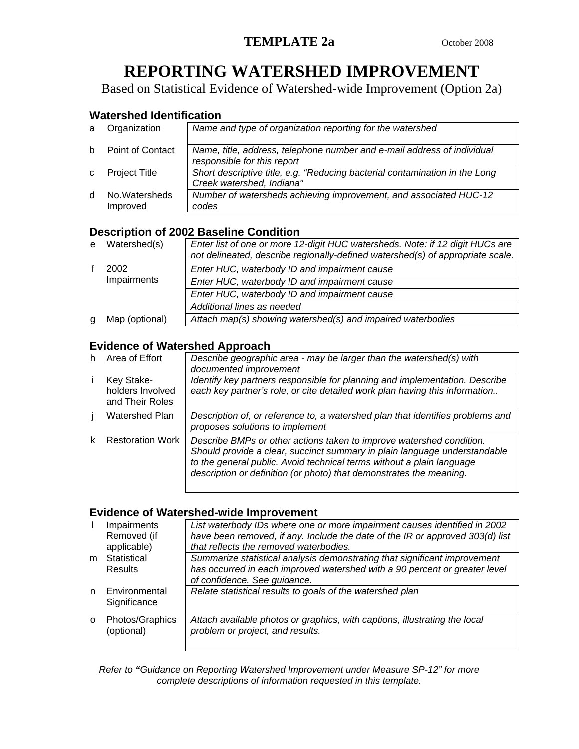**TEMPLATE 2a** October 2008

# REPORTING WATERSHED IMPROVEMENT

Based on Statistical Evidence of Watershed-wide Improvement (Option 2a)

## Watershed Identification

| | | |
|---|---|---|
| a | Organization | *Name and type of organization reporting for the watershed* |
| b | Point of Contact | *Name, title, address, telephone number and e-mail address of individual responsible for this report* |
| c | Project Title | *Short descriptive title, e.g. "Reducing bacterial contamination in the Long Creek watershed, Indiana"* |
| d | No.Watersheds Improved | *Number of watersheds achieving improvement, and associated HUC-12 codes* |

## Description of 2002 Baseline Condition

| | | |
|---|---|---|
| e | Watershed(s) | *Enter list of one or more 12-digit HUC watersheds. Note: if 12 digit HUCs are not delineated, describe regionally-defined watershed(s) of appropriate scale.* |
| f | 2002 Impairments | *Enter HUC, waterbody ID and impairment cause* |
| | | *Enter HUC, waterbody ID and impairment cause* |
| | | *Enter HUC, waterbody ID and impairment cause* |
| | | *Additional lines as needed* |
| g | Map (optional) | *Attach map(s) showing watershed(s) and impaired waterbodies* |

## Evidence of Watershed Approach

| | | |
|---|---|---|
| h | Area of Effort | *Describe geographic area - may be larger than the watershed(s) with documented improvement* |
| i | Key Stake-holders Involved and Their Roles | *Identify key partners responsible for planning and implementation. Describe each key partner's role, or cite detailed work plan having this information..* |
| j | Watershed Plan | *Description of, or reference to, a watershed plan that identifies problems and proposes solutions to implement* |
| k | Restoration Work | *Describe BMPs or other actions taken to improve watershed condition. Should provide a clear, succinct summary in plain language understandable to the general public. Avoid technical terms without a plain language description or definition (or photo) that demonstrates the meaning.* |

## Evidence of Watershed-wide Improvement

| | | |
|---|---|---|
| l | Impairments Removed (if applicable) | *List waterbody IDs where one or more impairment causes identified in 2002 have been removed, if any. Include the date of the IR or approved 303(d) list that reflects the removed waterbodies.* |
| m | Statistical Results | *Summarize statistical analysis demonstrating that significant improvement has occurred in each improved watershed with a 90 percent or greater level of confidence. See guidance.* |
| n | Environmental Significance | *Relate statistical results to goals of the watershed plan* |
| o | Photos/Graphics (optional) | *Attach available photos or graphics, with captions, illustrating the local problem or project, and results.* |

*Refer to **"**Guidance on Reporting Watershed Improvement under Measure SP-12" for more complete descriptions of information requested in this template.*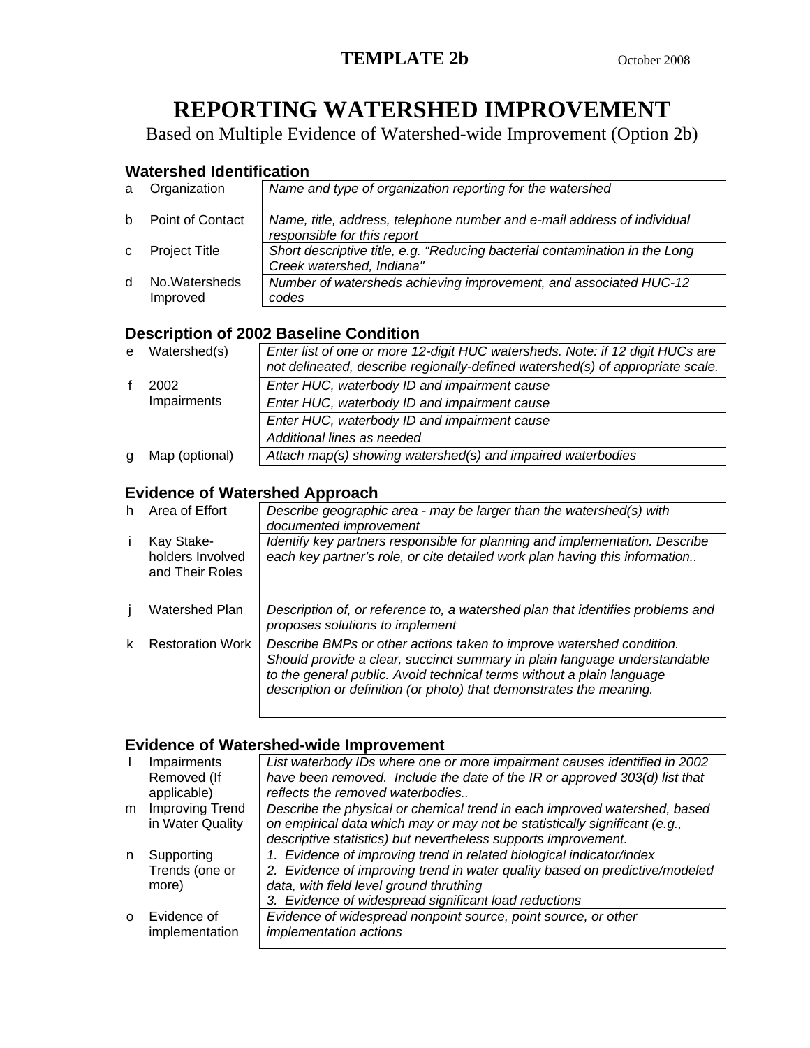**TEMPLATE 2b** October 2008

# REPORTING WATERSHED IMPROVEMENT

Based on Multiple Evidence of Watershed-wide Improvement (Option 2b)

## Watershed Identification

| | | |
|---|---|---|
| a | Organization | *Name and type of organization reporting for the watershed* |
| b | Point of Contact | *Name, title, address, telephone number and e-mail address of individual responsible for this report* |
| c | Project Title | *Short descriptive title, e.g. "Reducing bacterial contamination in the Long Creek watershed, Indiana"* |
| d | No.Watersheds Improved | *Number of watersheds achieving improvement, and associated HUC-12 codes* |

## Description of 2002 Baseline Condition

| | | |
|---|---|---|
| e | Watershed(s) | *Enter list of one or more 12-digit HUC watersheds. Note: if 12 digit HUCs are not delineated, describe regionally-defined watershed(s) of appropriate scale.* |
| f | 2002 Impairments | *Enter HUC, waterbody ID and impairment cause* |
| | | *Enter HUC, waterbody ID and impairment cause* |
| | | *Enter HUC, waterbody ID and impairment cause* |
| | | *Additional lines as needed* |
| g | Map (optional) | *Attach map(s) showing watershed(s) and impaired waterbodies* |

## Evidence of Watershed Approach

| | | |
|---|---|---|
| h | Area of Effort | *Describe geographic area - may be larger than the watershed(s) with documented improvement* |
| i | Kay Stake-holders Involved and Their Roles | *Identify key partners responsible for planning and implementation. Describe each key partner's role, or cite detailed work plan having this information..* |
| j | Watershed Plan | *Description of, or reference to, a watershed plan that identifies problems and proposes solutions to implement* |
| k | Restoration Work | *Describe BMPs or other actions taken to improve watershed condition. Should provide a clear, succinct summary in plain language understandable to the general public. Avoid technical terms without a plain language description or definition (or photo) that demonstrates the meaning.* |

## Evidence of Watershed-wide Improvement

| | | |
|---|---|---|
| l | Impairments Removed (If applicable) | *List waterbody IDs where one or more impairment causes identified in 2002 have been removed. Include the date of the IR or approved 303(d) list that reflects the removed waterbodies..* |
| m | Improving Trend in Water Quality | *Describe the physical or chemical trend in each improved watershed, based on empirical data which may or may not be statistically significant (e.g., descriptive statistics) but nevertheless supports improvement.* |
| n | Supporting Trends (one or more) | *1. Evidence of improving trend in related biological indicator/index*<br>*2. Evidence of improving trend in water quality based on predictive/modeled data, with field level ground thruthing*<br>*3. Evidence of widespread significant load reductions* |
| o | Evidence of implementation | *Evidence of widespread nonpoint source, point source, or other implementation actions* |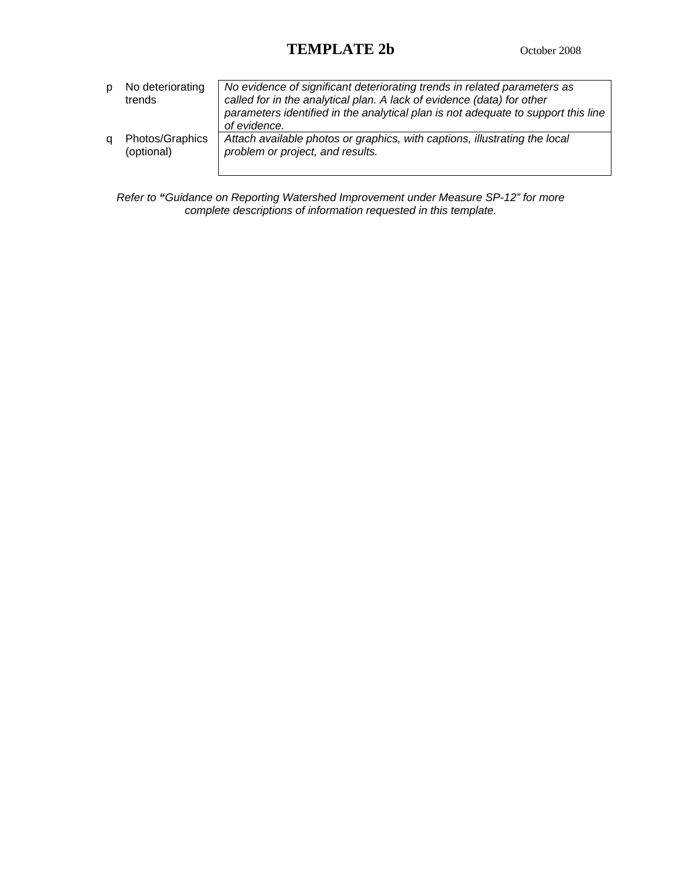| | | |
|---|---|---|
| p | No deteriorating trends | *No evidence of significant deteriorating trends in related parameters as called for in the analytical plan. A lack of evidence (data) for other parameters identified in the analytical plan is not adequate to support this line of evidence.* |
| q | Photos/Graphics (optional) | *Attach available photos or graphics, with captions, illustrating the local problem or project, and results.* |

*Refer to* **"***Guidance on Reporting Watershed Improvement under Measure SP-12" for more complete descriptions of information requested in this template.*